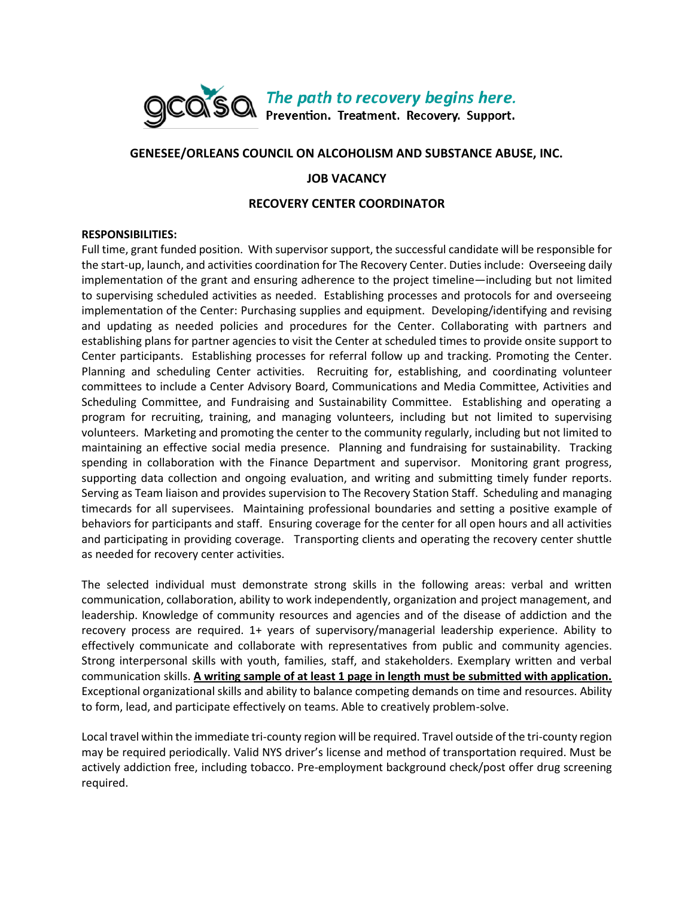gcasa *The path to recovery begins here.*
**Prevention. Treatment. Recovery. Support.**

# GENESEE/ORLEANS COUNCIL ON ALCOHOLISM AND SUBSTANCE ABUSE, INC.

## JOB VACANCY

## RECOVERY CENTER COORDINATOR

**RESPONSIBILITIES:**

Full time, grant funded position. With supervisor support, the successful candidate will be responsible for the start-up, launch, and activities coordination for The Recovery Center. Duties include: Overseeing daily implementation of the grant and ensuring adherence to the project timeline—including but not limited to supervising scheduled activities as needed. Establishing processes and protocols for and overseeing implementation of the Center: Purchasing supplies and equipment. Developing/identifying and revising and updating as needed policies and procedures for the Center. Collaborating with partners and establishing plans for partner agencies to visit the Center at scheduled times to provide onsite support to Center participants. Establishing processes for referral follow up and tracking. Promoting the Center. Planning and scheduling Center activities. Recruiting for, establishing, and coordinating volunteer committees to include a Center Advisory Board, Communications and Media Committee, Activities and Scheduling Committee, and Fundraising and Sustainability Committee. Establishing and operating a program for recruiting, training, and managing volunteers, including but not limited to supervising volunteers. Marketing and promoting the center to the community regularly, including but not limited to maintaining an effective social media presence. Planning and fundraising for sustainability. Tracking spending in collaboration with the Finance Department and supervisor. Monitoring grant progress, supporting data collection and ongoing evaluation, and writing and submitting timely funder reports. Serving as Team liaison and provides supervision to The Recovery Station Staff. Scheduling and managing timecards for all supervisees. Maintaining professional boundaries and setting a positive example of behaviors for participants and staff. Ensuring coverage for the center for all open hours and all activities and participating in providing coverage. Transporting clients and operating the recovery center shuttle as needed for recovery center activities.

The selected individual must demonstrate strong skills in the following areas: verbal and written communication, collaboration, ability to work independently, organization and project management, and leadership. Knowledge of community resources and agencies and of the disease of addiction and the recovery process are required. 1+ years of supervisory/managerial leadership experience. Ability to effectively communicate and collaborate with representatives from public and community agencies. Strong interpersonal skills with youth, families, staff, and stakeholders. Exemplary written and verbal communication skills. **<u>A writing sample of at least 1 page in length must be submitted with application.</u>** Exceptional organizational skills and ability to balance competing demands on time and resources. Ability to form, lead, and participate effectively on teams. Able to creatively problem-solve.

Local travel within the immediate tri-county region will be required. Travel outside of the tri-county region may be required periodically. Valid NYS driver's license and method of transportation required. Must be actively addiction free, including tobacco. Pre-employment background check/post offer drug screening required.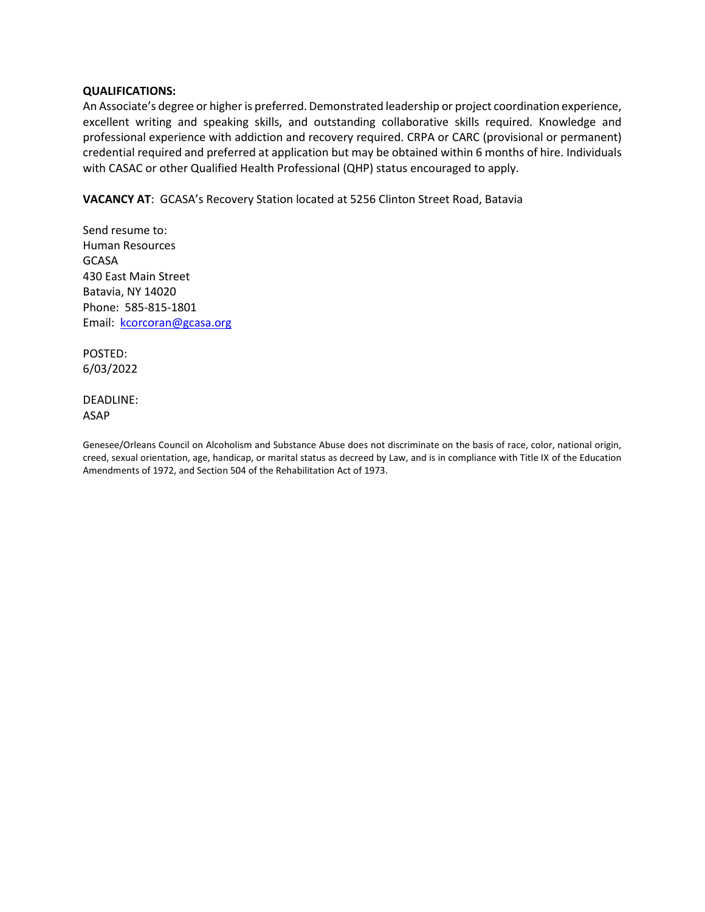**QUALIFICATIONS:**

An Associate's degree or higher is preferred. Demonstrated leadership or project coordination experience, excellent writing and speaking skills, and outstanding collaborative skills required. Knowledge and professional experience with addiction and recovery required. CRPA or CARC (provisional or permanent) credential required and preferred at application but may be obtained within 6 months of hire. Individuals with CASAC or other Qualified Health Professional (QHP) status encouraged to apply.

**VACANCY AT**: GCASA's Recovery Station located at 5256 Clinton Street Road, Batavia

Send resume to:
Human Resources
GCASA
430 East Main Street
Batavia, NY 14020
Phone: 585-815-1801
Email: kcorcoran@gcasa.org

POSTED:
6/03/2022

DEADLINE:
ASAP

Genesee/Orleans Council on Alcoholism and Substance Abuse does not discriminate on the basis of race, color, national origin, creed, sexual orientation, age, handicap, or marital status as decreed by Law, and is in compliance with Title IX of the Education Amendments of 1972, and Section 504 of the Rehabilitation Act of 1973.